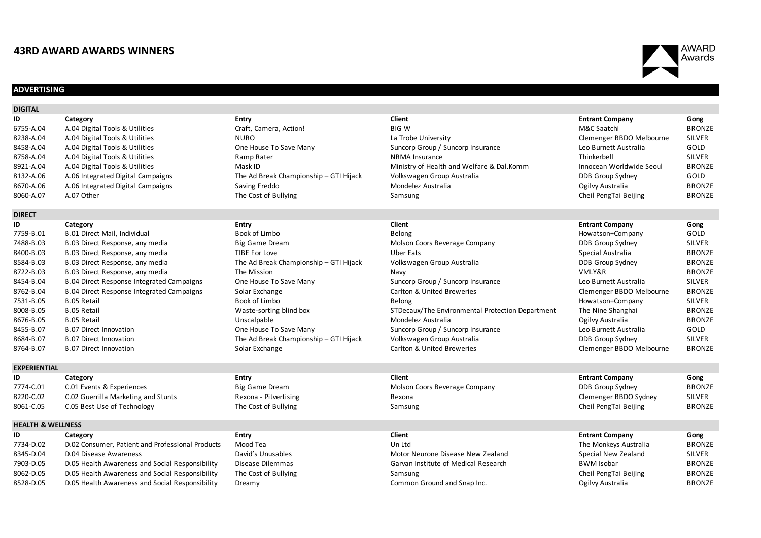# 43RD AWARD AWARDS WINNERS

## ADVERTISING

### DIGITAL

| ID | Category | Entry | Client | Entrant Company | Gong |
|---|---|---|---|---|---|
| 6755-A.04 | A.04 Digital Tools & Utilities | Craft, Camera, Action! | BIG W | M&C Saatchi | BRONZE |
| 8238-A.04 | A.04 Digital Tools & Utilities | NURO | La Trobe University | Clemenger BBDO Melbourne | SILVER |
| 8458-A.04 | A.04 Digital Tools & Utilities | One House To Save Many | Suncorp Group / Suncorp Insurance | Leo Burnett Australia | GOLD |
| 8758-A.04 | A.04 Digital Tools & Utilities | Ramp Rater | NRMA Insurance | Thinkerbell | SILVER |
| 8921-A.04 | A.04 Digital Tools & Utilities | Mask ID | Ministry of Health and Welfare & Dal.Komm | Innocean Worldwide Seoul | BRONZE |
| 8132-A.06 | A.06 Integrated Digital Campaigns | The Ad Break Championship – GTI Hijack | Volkswagen Group Australia | DDB Group Sydney | GOLD |
| 8670-A.06 | A.06 Integrated Digital Campaigns | Saving Freddo | Mondelez Australia | Ogilvy Australia | BRONZE |
| 8060-A.07 | A.07 Other | The Cost of Bullying | Samsung | Cheil PengTai Beijing | BRONZE |

### DIRECT

| ID | Category | Entry | Client | Entrant Company | Gong |
|---|---|---|---|---|---|
| 7759-B.01 | B.01 Direct Mail, Individual | Book of Limbo | Belong | Howatson+Company | GOLD |
| 7488-B.03 | B.03 Direct Response, any media | Big Game Dream | Molson Coors Beverage Company | DDB Group Sydney | SILVER |
| 8400-B.03 | B.03 Direct Response, any media | TIBE For Love | Uber Eats | Special Australia | BRONZE |
| 8584-B.03 | B.03 Direct Response, any media | The Ad Break Championship – GTI Hijack | Volkswagen Group Australia | DDB Group Sydney | BRONZE |
| 8722-B.03 | B.03 Direct Response, any media | The Mission | Navy | VMLY&R | BRONZE |
| 8454-B.04 | B.04 Direct Response Integrated Campaigns | One House To Save Many | Suncorp Group / Suncorp Insurance | Leo Burnett Australia | SILVER |
| 8762-B.04 | B.04 Direct Response Integrated Campaigns | Solar Exchange | Carlton & United Breweries | Clemenger BBDO Melbourne | BRONZE |
| 7531-B.05 | B.05 Retail | Book of Limbo | Belong | Howatson+Company | SILVER |
| 8008-B.05 | B.05 Retail | Waste-sorting blind box | STDecaux/The Environmental Protection Department | The Nine Shanghai | BRONZE |
| 8676-B.05 | B.05 Retail | Unscalpable | Mondelez Australia | Ogilvy Australia | BRONZE |
| 8455-B.07 | B.07 Direct Innovation | One House To Save Many | Suncorp Group / Suncorp Insurance | Leo Burnett Australia | GOLD |
| 8684-B.07 | B.07 Direct Innovation | The Ad Break Championship – GTI Hijack | Volkswagen Group Australia | DDB Group Sydney | SILVER |
| 8764-B.07 | B.07 Direct Innovation | Solar Exchange | Carlton & United Breweries | Clemenger BBDO Melbourne | BRONZE |

### EXPERIENTIAL

| ID | Category | Entry | Client | Entrant Company | Gong |
|---|---|---|---|---|---|
| 7774-C.01 | C.01 Events & Experiences | Big Game Dream | Molson Coors Beverage Company | DDB Group Sydney | BRONZE |
| 8220-C.02 | C.02 Guerrilla Marketing and Stunts | Rexona - Pitvertising | Rexona | Clemenger BBDO Sydney | SILVER |
| 8061-C.05 | C.05 Best Use of Technology | The Cost of Bullying | Samsung | Cheil PengTai Beijing | BRONZE |

### HEALTH & WELLNESS

| ID | Category | Entry | Client | Entrant Company | Gong |
|---|---|---|---|---|---|
| 7734-D.02 | D.02 Consumer, Patient and Professional Products | Mood Tea | Un Ltd | The Monkeys Australia | BRONZE |
| 8345-D.04 | D.04 Disease Awareness | David's Unusables | Motor Neurone Disease New Zealand | Special New Zealand | SILVER |
| 7903-D.05 | D.05 Health Awareness and Social Responsibility | Disease Dilemmas | Garvan Institute of Medical Research | BWM Isobar | BRONZE |
| 8062-D.05 | D.05 Health Awareness and Social Responsibility | The Cost of Bullying | Samsung | Cheil PengTai Beijing | BRONZE |
| 8528-D.05 | D.05 Health Awareness and Social Responsibility | Dreamy | Common Ground and Snap Inc. | Ogilvy Australia | BRONZE |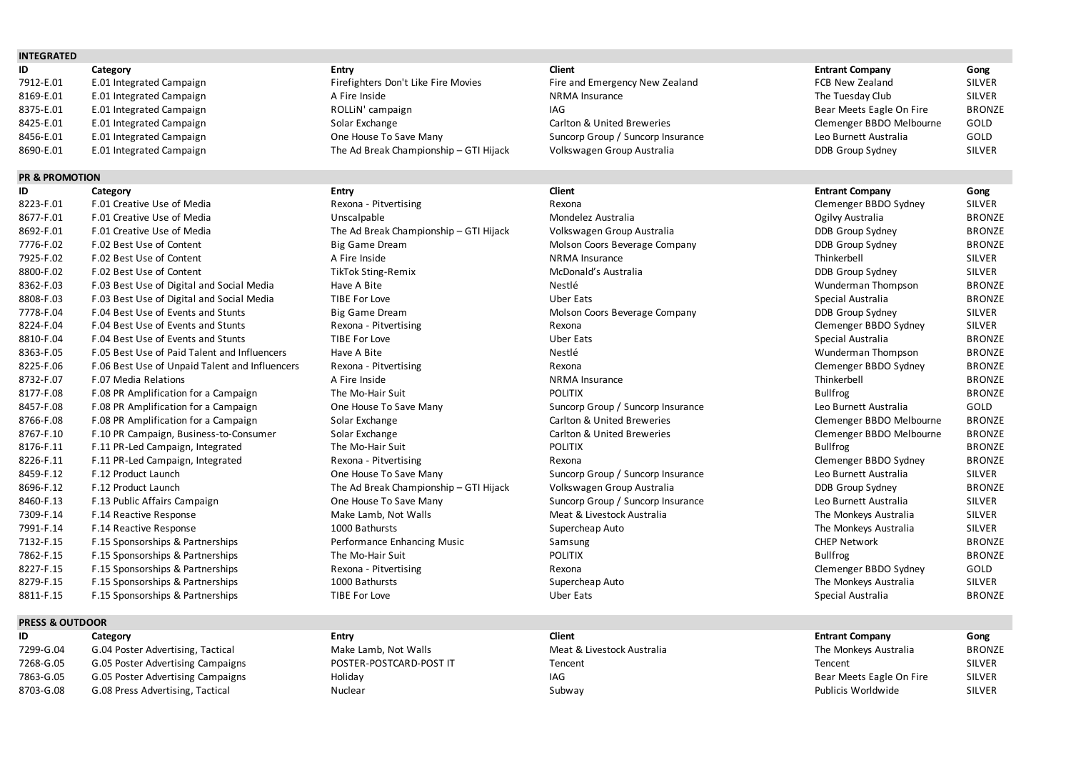## INTEGRATED

| ID | Category | Entry | Client | Entrant Company | Gong |
|---|---|---|---|---|---|
| 7912-E.01 | E.01 Integrated Campaign | Firefighters Don't Like Fire Movies | Fire and Emergency New Zealand | FCB New Zealand | SILVER |
| 8169-E.01 | E.01 Integrated Campaign | A Fire Inside | NRMA Insurance | The Tuesday Club | SILVER |
| 8375-E.01 | E.01 Integrated Campaign | ROLLiN' campaign | IAG | Bear Meets Eagle On Fire | BRONZE |
| 8425-E.01 | E.01 Integrated Campaign | Solar Exchange | Carlton & United Breweries | Clemenger BBDO Melbourne | GOLD |
| 8456-E.01 | E.01 Integrated Campaign | One House To Save Many | Suncorp Group / Suncorp Insurance | Leo Burnett Australia | GOLD |
| 8690-E.01 | E.01 Integrated Campaign | The Ad Break Championship – GTI Hijack | Volkswagen Group Australia | DDB Group Sydney | SILVER |

## PR & PROMOTION

| ID | Category | Entry | Client | Entrant Company | Gong |
|---|---|---|---|---|---|
| 8223-F.01 | F.01 Creative Use of Media | Rexona - Pitvertising | Rexona | Clemenger BBDO Sydney | SILVER |
| 8677-F.01 | F.01 Creative Use of Media | Unscalpable | Mondelez Australia | Ogilvy Australia | BRONZE |
| 8692-F.01 | F.01 Creative Use of Media | The Ad Break Championship – GTI Hijack | Volkswagen Group Australia | DDB Group Sydney | BRONZE |
| 7776-F.02 | F.02 Best Use of Content | Big Game Dream | Molson Coors Beverage Company | DDB Group Sydney | BRONZE |
| 7925-F.02 | F.02 Best Use of Content | A Fire Inside | NRMA Insurance | Thinkerbell | SILVER |
| 8800-F.02 | F.02 Best Use of Content | TikTok Sting-Remix | McDonald's Australia | DDB Group Sydney | SILVER |
| 8362-F.03 | F.03 Best Use of Digital and Social Media | Have A Bite | Nestlé | Wunderman Thompson | BRONZE |
| 8808-F.03 | F.03 Best Use of Digital and Social Media | TIBE For Love | Uber Eats | Special Australia | BRONZE |
| 7778-F.04 | F.04 Best Use of Events and Stunts | Big Game Dream | Molson Coors Beverage Company | DDB Group Sydney | SILVER |
| 8224-F.04 | F.04 Best Use of Events and Stunts | Rexona - Pitvertising | Rexona | Clemenger BBDO Sydney | SILVER |
| 8810-F.04 | F.04 Best Use of Events and Stunts | TIBE For Love | Uber Eats | Special Australia | BRONZE |
| 8363-F.05 | F.05 Best Use of Paid Talent and Influencers | Have A Bite | Nestlé | Wunderman Thompson | BRONZE |
| 8225-F.06 | F.06 Best Use of Unpaid Talent and Influencers | Rexona - Pitvertising | Rexona | Clemenger BBDO Sydney | BRONZE |
| 8732-F.07 | F.07 Media Relations | A Fire Inside | NRMA Insurance | Thinkerbell | BRONZE |
| 8177-F.08 | F.08 PR Amplification for a Campaign | The Mo-Hair Suit | POLITIX | Bullfrog | BRONZE |
| 8457-F.08 | F.08 PR Amplification for a Campaign | One House To Save Many | Suncorp Group / Suncorp Insurance | Leo Burnett Australia | GOLD |
| 8766-F.08 | F.08 PR Amplification for a Campaign | Solar Exchange | Carlton & United Breweries | Clemenger BBDO Melbourne | BRONZE |
| 8767-F.10 | F.10 PR Campaign, Business-to-Consumer | Solar Exchange | Carlton & United Breweries | Clemenger BBDO Melbourne | BRONZE |
| 8176-F.11 | F.11 PR-Led Campaign, Integrated | The Mo-Hair Suit | POLITIX | Bullfrog | BRONZE |
| 8226-F.11 | F.11 PR-Led Campaign, Integrated | Rexona - Pitvertising | Rexona | Clemenger BBDO Sydney | BRONZE |
| 8459-F.12 | F.12 Product Launch | One House To Save Many | Suncorp Group / Suncorp Insurance | Leo Burnett Australia | SILVER |
| 8696-F.12 | F.12 Product Launch | The Ad Break Championship – GTI Hijack | Volkswagen Group Australia | DDB Group Sydney | BRONZE |
| 8460-F.13 | F.13 Public Affairs Campaign | One House To Save Many | Suncorp Group / Suncorp Insurance | Leo Burnett Australia | SILVER |
| 7309-F.14 | F.14 Reactive Response | Make Lamb, Not Walls | Meat & Livestock Australia | The Monkeys Australia | SILVER |
| 7991-F.14 | F.14 Reactive Response | 1000 Bathursts | Supercheap Auto | The Monkeys Australia | SILVER |
| 7132-F.15 | F.15 Sponsorships & Partnerships | Performance Enhancing Music | Samsung | CHEP Network | BRONZE |
| 7862-F.15 | F.15 Sponsorships & Partnerships | The Mo-Hair Suit | POLITIX | Bullfrog | BRONZE |
| 8227-F.15 | F.15 Sponsorships & Partnerships | Rexona - Pitvertising | Rexona | Clemenger BBDO Sydney | GOLD |
| 8279-F.15 | F.15 Sponsorships & Partnerships | 1000 Bathursts | Supercheap Auto | The Monkeys Australia | SILVER |
| 8811-F.15 | F.15 Sponsorships & Partnerships | TIBE For Love | Uber Eats | Special Australia | BRONZE |

## PRESS & OUTDOOR

| ID | Category | Entry | Client | Entrant Company | Gong |
|---|---|---|---|---|---|
| 7299-G.04 | G.04 Poster Advertising, Tactical | Make Lamb, Not Walls | Meat & Livestock Australia | The Monkeys Australia | BRONZE |
| 7268-G.05 | G.05 Poster Advertising Campaigns | POSTER-POSTCARD-POST IT | Tencent | Tencent | SILVER |
| 7863-G.05 | G.05 Poster Advertising Campaigns | Holiday | IAG | Bear Meets Eagle On Fire | SILVER |
| 8703-G.08 | G.08 Press Advertising, Tactical | Nuclear | Subway | Publicis Worldwide | SILVER |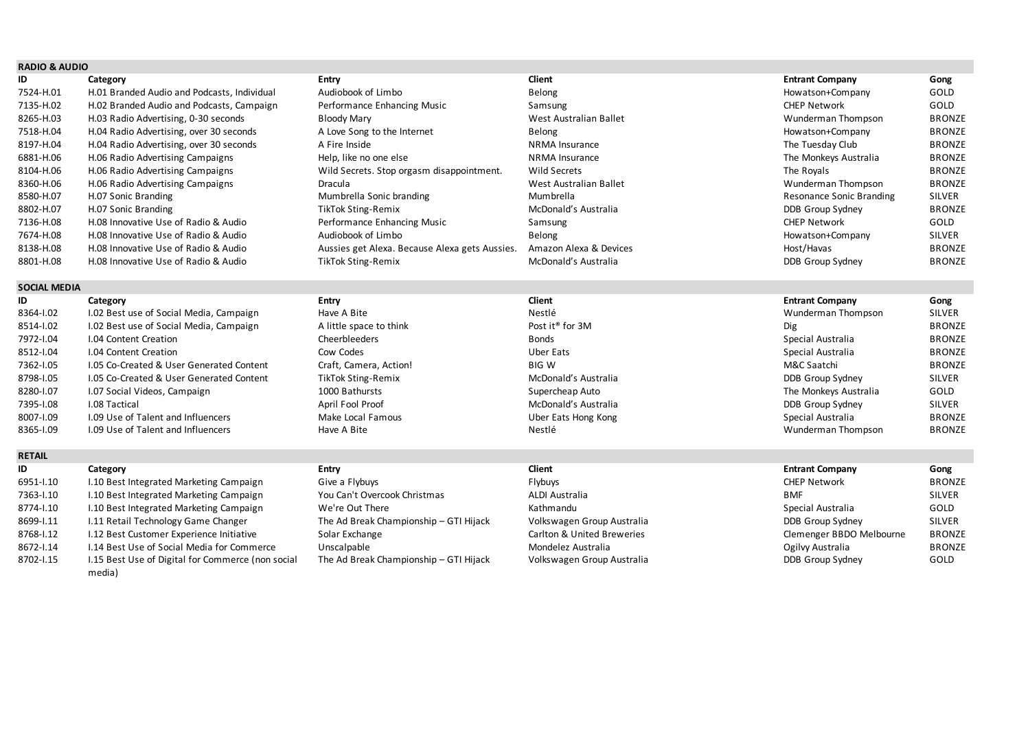## RADIO & AUDIO

| ID | Category | Entry | Client | Entrant Company | Gong |
|---|---|---|---|---|---|
| 7524-H.01 | H.01 Branded Audio and Podcasts, Individual | Audiobook of Limbo | Belong | Howatson+Company | GOLD |
| 7135-H.02 | H.02 Branded Audio and Podcasts, Campaign | Performance Enhancing Music | Samsung | CHEP Network | GOLD |
| 8265-H.03 | H.03 Radio Advertising, 0-30 seconds | Bloody Mary | West Australian Ballet | Wunderman Thompson | BRONZE |
| 7518-H.04 | H.04 Radio Advertising, over 30 seconds | A Love Song to the Internet | Belong | Howatson+Company | BRONZE |
| 8197-H.04 | H.04 Radio Advertising, over 30 seconds | A Fire Inside | NRMA Insurance | The Tuesday Club | BRONZE |
| 6881-H.06 | H.06 Radio Advertising Campaigns | Help, like no one else | NRMA Insurance | The Monkeys Australia | BRONZE |
| 8104-H.06 | H.06 Radio Advertising Campaigns | Wild Secrets. Stop orgasm disappointment. | Wild Secrets | The Royals | BRONZE |
| 8360-H.06 | H.06 Radio Advertising Campaigns | Dracula | West Australian Ballet | Wunderman Thompson | BRONZE |
| 8580-H.07 | H.07 Sonic Branding | Mumbrella Sonic branding | Mumbrella | Resonance Sonic Branding | SILVER |
| 8802-H.07 | H.07 Sonic Branding | TikTok Sting-Remix | McDonald's Australia | DDB Group Sydney | BRONZE |
| 7136-H.08 | H.08 Innovative Use of Radio & Audio | Performance Enhancing Music | Samsung | CHEP Network | GOLD |
| 7674-H.08 | H.08 Innovative Use of Radio & Audio | Audiobook of Limbo | Belong | Howatson+Company | SILVER |
| 8138-H.08 | H.08 Innovative Use of Radio & Audio | Aussies get Alexa. Because Alexa gets Aussies. | Amazon Alexa & Devices | Host/Havas | BRONZE |
| 8801-H.08 | H.08 Innovative Use of Radio & Audio | TikTok Sting-Remix | McDonald's Australia | DDB Group Sydney | BRONZE |

## SOCIAL MEDIA

| ID | Category | Entry | Client | Entrant Company | Gong |
|---|---|---|---|---|---|
| 8364-I.02 | I.02 Best use of Social Media, Campaign | Have A Bite | Nestlé | Wunderman Thompson | SILVER |
| 8514-I.02 | I.02 Best use of Social Media, Campaign | A little space to think | Post it® for 3M | Dig | BRONZE |
| 7972-I.04 | I.04 Content Creation | Cheerbleeders | Bonds | Special Australia | BRONZE |
| 8512-I.04 | I.04 Content Creation | Cow Codes | Uber Eats | Special Australia | BRONZE |
| 7362-I.05 | I.05 Co-Created & User Generated Content | Craft, Camera, Action! | BIG W | M&C Saatchi | BRONZE |
| 8798-I.05 | I.05 Co-Created & User Generated Content | TikTok Sting-Remix | McDonald's Australia | DDB Group Sydney | SILVER |
| 8280-I.07 | I.07 Social Videos, Campaign | 1000 Bathursts | Supercheap Auto | The Monkeys Australia | GOLD |
| 7395-I.08 | I.08 Tactical | April Fool Proof | McDonald's Australia | DDB Group Sydney | SILVER |
| 8007-I.09 | I.09 Use of Talent and Influencers | Make Local Famous | Uber Eats Hong Kong | Special Australia | BRONZE |
| 8365-I.09 | I.09 Use of Talent and Influencers | Have A Bite | Nestlé | Wunderman Thompson | BRONZE |

## RETAIL

| ID | Category | Entry | Client | Entrant Company | Gong |
|---|---|---|---|---|---|
| 6951-I.10 | I.10 Best Integrated Marketing Campaign | Give a Flybuys | Flybuys | CHEP Network | BRONZE |
| 7363-I.10 | I.10 Best Integrated Marketing Campaign | You Can't Overcook Christmas | ALDI Australia | BMF | SILVER |
| 8774-I.10 | I.10 Best Integrated Marketing Campaign | We're Out There | Kathmandu | Special Australia | GOLD |
| 8699-I.11 | I.11 Retail Technology Game Changer | The Ad Break Championship – GTI Hijack | Volkswagen Group Australia | DDB Group Sydney | SILVER |
| 8768-I.12 | I.12 Best Customer Experience Initiative | Solar Exchange | Carlton & United Breweries | Clemenger BBDO Melbourne | BRONZE |
| 8672-I.14 | I.14 Best Use of Social Media for Commerce | Unscalpable | Mondelez Australia | Ogilvy Australia | BRONZE |
| 8702-I.15 | I.15 Best Use of Digital for Commerce (non social media) | The Ad Break Championship – GTI Hijack | Volkswagen Group Australia | DDB Group Sydney | GOLD |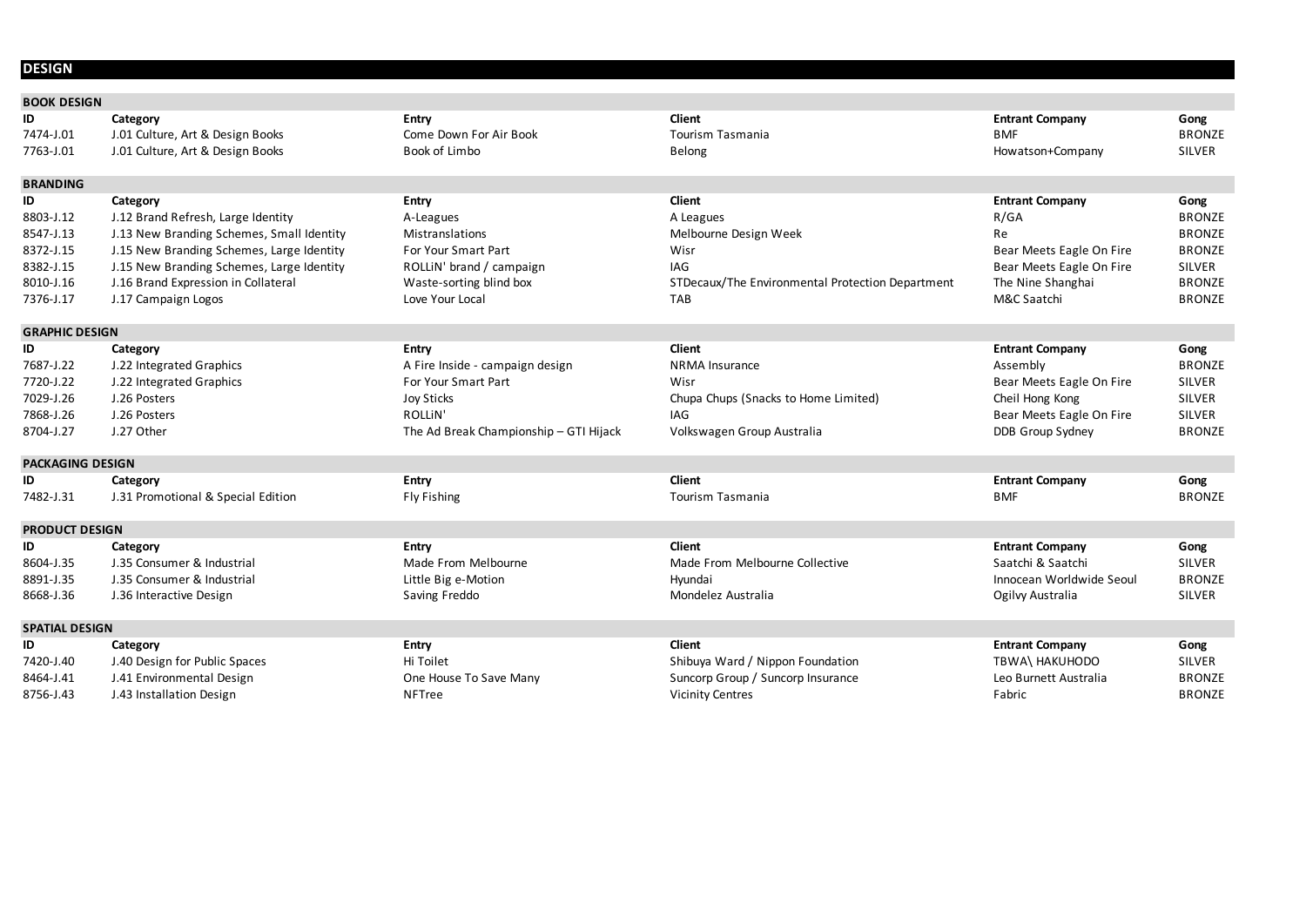# DESIGN

## BOOK DESIGN

| ID | Category | Entry | Client | Entrant Company | Gong |
|---|---|---|---|---|---|
| 7474-J.01 | J.01 Culture, Art & Design Books | Come Down For Air Book | Tourism Tasmania | BMF | BRONZE |
| 7763-J.01 | J.01 Culture, Art & Design Books | Book of Limbo | Belong | Howatson+Company | SILVER |

## BRANDING

| ID | Category | Entry | Client | Entrant Company | Gong |
|---|---|---|---|---|---|
| 8803-J.12 | J.12 Brand Refresh, Large Identity | A-Leagues | A Leagues | R/GA | BRONZE |
| 8547-J.13 | J.13 New Branding Schemes, Small Identity | Mistranslations | Melbourne Design Week | Re | BRONZE |
| 8372-J.15 | J.15 New Branding Schemes, Large Identity | For Your Smart Part | Wisr | Bear Meets Eagle On Fire | BRONZE |
| 8382-J.15 | J.15 New Branding Schemes, Large Identity | ROLLiN' brand / campaign | IAG | Bear Meets Eagle On Fire | SILVER |
| 8010-J.16 | J.16 Brand Expression in Collateral | Waste-sorting blind box | STDecaux/The Environmental Protection Department | The Nine Shanghai | BRONZE |
| 7376-J.17 | J.17 Campaign Logos | Love Your Local | TAB | M&C Saatchi | BRONZE |

## GRAPHIC DESIGN

| ID | Category | Entry | Client | Entrant Company | Gong |
|---|---|---|---|---|---|
| 7687-J.22 | J.22 Integrated Graphics | A Fire Inside - campaign design | NRMA Insurance | Assembly | BRONZE |
| 7720-J.22 | J.22 Integrated Graphics | For Your Smart Part | Wisr | Bear Meets Eagle On Fire | SILVER |
| 7029-J.26 | J.26 Posters | Joy Sticks | Chupa Chups (Snacks to Home Limited) | Cheil Hong Kong | SILVER |
| 7868-J.26 | J.26 Posters | ROLLiN' | IAG | Bear Meets Eagle On Fire | SILVER |
| 8704-J.27 | J.27 Other | The Ad Break Championship – GTI Hijack | Volkswagen Group Australia | DDB Group Sydney | BRONZE |

## PACKAGING DESIGN

| ID | Category | Entry | Client | Entrant Company | Gong |
|---|---|---|---|---|---|
| 7482-J.31 | J.31 Promotional & Special Edition | Fly Fishing | Tourism Tasmania | BMF | BRONZE |

## PRODUCT DESIGN

| ID | Category | Entry | Client | Entrant Company | Gong |
|---|---|---|---|---|---|
| 8604-J.35 | J.35 Consumer & Industrial | Made From Melbourne | Made From Melbourne Collective | Saatchi & Saatchi | SILVER |
| 8891-J.35 | J.35 Consumer & Industrial | Little Big e-Motion | Hyundai | Innocean Worldwide Seoul | BRONZE |
| 8668-J.36 | J.36 Interactive Design | Saving Freddo | Mondelez Australia | Ogilvy Australia | SILVER |

## SPATIAL DESIGN

| ID | Category | Entry | Client | Entrant Company | Gong |
|---|---|---|---|---|---|
| 7420-J.40 | J.40 Design for Public Spaces | Hi Toilet | Shibuya Ward / Nippon Foundation | TBWA\ HAKUHODO | SILVER |
| 8464-J.41 | J.41 Environmental Design | One House To Save Many | Suncorp Group / Suncorp Insurance | Leo Burnett Australia | BRONZE |
| 8756-J.43 | J.43 Installation Design | NFTree | Vicinity Centres | Fabric | BRONZE |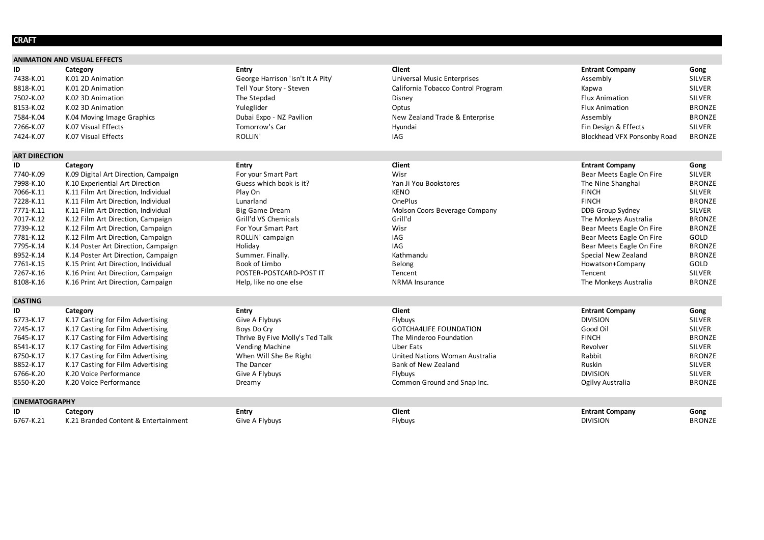# CRAFT

## ANIMATION AND VISUAL EFFECTS

| ID | Category | Entry | Client | Entrant Company | Gong |
|---|---|---|---|---|---|
| 7438-K.01 | K.01 2D Animation | George Harrison 'Isn't It A Pity' | Universal Music Enterprises | Assembly | SILVER |
| 8818-K.01 | K.01 2D Animation | Tell Your Story - Steven | California Tobacco Control Program | Kapwa | SILVER |
| 7502-K.02 | K.02 3D Animation | The Stepdad | Disney | Flux Animation | SILVER |
| 8153-K.02 | K.02 3D Animation | Yuleglider | Optus | Flux Animation | BRONZE |
| 7584-K.04 | K.04 Moving Image Graphics | Dubai Expo - NZ Pavilion | New Zealand Trade & Enterprise | Assembly | BRONZE |
| 7266-K.07 | K.07 Visual Effects | Tomorrow's Car | Hyundai | Fin Design & Effects | SILVER |
| 7424-K.07 | K.07 Visual Effects | ROLLiN' | IAG | Blockhead VFX Ponsonby Road | BRONZE |

## ART DIRECTION

| ID | Category | Entry | Client | Entrant Company | Gong |
|---|---|---|---|---|---|
| 7740-K.09 | K.09 Digital Art Direction, Campaign | For your Smart Part | Wisr | Bear Meets Eagle On Fire | SILVER |
| 7998-K.10 | K.10 Experiential Art Direction | Guess which book is it? | Yan Ji You Bookstores | The Nine Shanghai | BRONZE |
| 7066-K.11 | K.11 Film Art Direction, Individual | Play On | KENO | FINCH | SILVER |
| 7228-K.11 | K.11 Film Art Direction, Individual | Lunarland | OnePlus | FINCH | BRONZE |
| 7771-K.11 | K.11 Film Art Direction, Individual | Big Game Dream | Molson Coors Beverage Company | DDB Group Sydney | SILVER |
| 7017-K.12 | K.12 Film Art Direction, Campaign | Grill'd VS Chemicals | Grill'd | The Monkeys Australia | BRONZE |
| 7739-K.12 | K.12 Film Art Direction, Campaign | For Your Smart Part | Wisr | Bear Meets Eagle On Fire | BRONZE |
| 7781-K.12 | K.12 Film Art Direction, Campaign | ROLLiN' campaign | IAG | Bear Meets Eagle On Fire | GOLD |
| 7795-K.14 | K.14 Poster Art Direction, Campaign | Holiday | IAG | Bear Meets Eagle On Fire | BRONZE |
| 8952-K.14 | K.14 Poster Art Direction, Campaign | Summer. Finally. | Kathmandu | Special New Zealand | BRONZE |
| 7761-K.15 | K.15 Print Art Direction, Individual | Book of Limbo | Belong | Howatson+Company | GOLD |
| 7267-K.16 | K.16 Print Art Direction, Campaign | POSTER-POSTCARD-POST IT | Tencent | Tencent | SILVER |
| 8108-K.16 | K.16 Print Art Direction, Campaign | Help, like no one else | NRMA Insurance | The Monkeys Australia | BRONZE |

## CASTING

| ID | Category | Entry | Client | Entrant Company | Gong |
|---|---|---|---|---|---|
| 6773-K.17 | K.17 Casting for Film Advertising | Give A Flybuys | Flybuys | DIVISION | SILVER |
| 7245-K.17 | K.17 Casting for Film Advertising | Boys Do Cry | GOTCHA4LIFE FOUNDATION | Good Oil | SILVER |
| 7645-K.17 | K.17 Casting for Film Advertising | Thrive By Five Molly's Ted Talk | The Minderoo Foundation | FINCH | BRONZE |
| 8541-K.17 | K.17 Casting for Film Advertising | Vending Machine | Uber Eats | Revolver | SILVER |
| 8750-K.17 | K.17 Casting for Film Advertising | When Will She Be Right | United Nations Woman Australia | Rabbit | BRONZE |
| 8852-K.17 | K.17 Casting for Film Advertising | The Dancer | Bank of New Zealand | Ruskin | SILVER |
| 6766-K.20 | K.20 Voice Performance | Give A Flybuys | Flybuys | DIVISION | SILVER |
| 8550-K.20 | K.20 Voice Performance | Dreamy | Common Ground and Snap Inc. | Ogilvy Australia | BRONZE |

## CINEMATOGRAPHY

| ID | Category | Entry | Client | Entrant Company | Gong |
|---|---|---|---|---|---|
| 6767-K.21 | K.21 Branded Content & Entertainment | Give A Flybuys | Flybuys | DIVISION | BRONZE |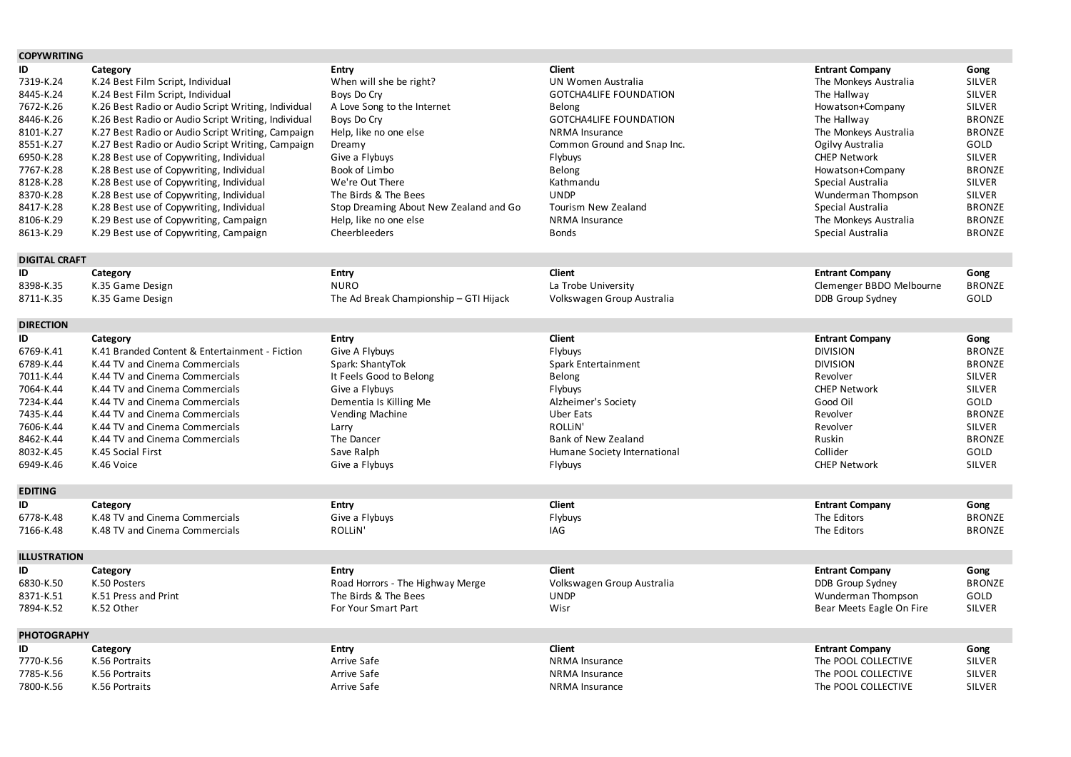## COPYWRITING

| ID | Category | Entry | Client | Entrant Company | Gong |
|---|---|---|---|---|---|
| 7319-K.24 | K.24 Best Film Script, Individual | When will she be right? | UN Women Australia | The Monkeys Australia | SILVER |
| 8445-K.24 | K.24 Best Film Script, Individual | Boys Do Cry | GOTCHA4LIFE FOUNDATION | The Hallway | SILVER |
| 7672-K.26 | K.26 Best Radio or Audio Script Writing, Individual | A Love Song to the Internet | Belong | Howatson+Company | SILVER |
| 8446-K.26 | K.26 Best Radio or Audio Script Writing, Individual | Boys Do Cry | GOTCHA4LIFE FOUNDATION | The Hallway | BRONZE |
| 8101-K.27 | K.27 Best Radio or Audio Script Writing, Campaign | Help, like no one else | NRMA Insurance | The Monkeys Australia | BRONZE |
| 8551-K.27 | K.27 Best Radio or Audio Script Writing, Campaign | Dreamy | Common Ground and Snap Inc. | Ogilvy Australia | GOLD |
| 6950-K.28 | K.28 Best use of Copywriting, Individual | Give a Flybuys | Flybuys | CHEP Network | SILVER |
| 7767-K.28 | K.28 Best use of Copywriting, Individual | Book of Limbo | Belong | Howatson+Company | BRONZE |
| 8128-K.28 | K.28 Best use of Copywriting, Individual | We're Out There | Kathmandu | Special Australia | SILVER |
| 8370-K.28 | K.28 Best use of Copywriting, Individual | The Birds & The Bees | UNDP | Wunderman Thompson | SILVER |
| 8417-K.28 | K.28 Best use of Copywriting, Individual | Stop Dreaming About New Zealand and Go | Tourism New Zealand | Special Australia | BRONZE |
| 8106-K.29 | K.29 Best use of Copywriting, Campaign | Help, like no one else | NRMA Insurance | The Monkeys Australia | BRONZE |
| 8613-K.29 | K.29 Best use of Copywriting, Campaign | Cheerbleeders | Bonds | Special Australia | BRONZE |

## DIGITAL CRAFT

| ID | Category | Entry | Client | Entrant Company | Gong |
|---|---|---|---|---|---|
| 8398-K.35 | K.35 Game Design | NURO | La Trobe University | Clemenger BBDO Melbourne | BRONZE |
| 8711-K.35 | K.35 Game Design | The Ad Break Championship – GTI Hijack | Volkswagen Group Australia | DDB Group Sydney | GOLD |

## DIRECTION

| ID | Category | Entry | Client | Entrant Company | Gong |
|---|---|---|---|---|---|
| 6769-K.41 | K.41 Branded Content & Entertainment - Fiction | Give A Flybuys | Flybuys | DIVISION | BRONZE |
| 6789-K.44 | K.44 TV and Cinema Commercials | Spark: ShantyTok | Spark Entertainment | DIVISION | BRONZE |
| 7011-K.44 | K.44 TV and Cinema Commercials | It Feels Good to Belong | Belong | Revolver | SILVER |
| 7064-K.44 | K.44 TV and Cinema Commercials | Give a Flybuys | Flybuys | CHEP Network | SILVER |
| 7234-K.44 | K.44 TV and Cinema Commercials | Dementia Is Killing Me | Alzheimer's Society | Good Oil | GOLD |
| 7435-K.44 | K.44 TV and Cinema Commercials | Vending Machine | Uber Eats | Revolver | BRONZE |
| 7606-K.44 | K.44 TV and Cinema Commercials | Larry | ROLLiN' | Revolver | SILVER |
| 8462-K.44 | K.44 TV and Cinema Commercials | The Dancer | Bank of New Zealand | Ruskin | BRONZE |
| 8032-K.45 | K.45 Social First | Save Ralph | Humane Society International | Collider | GOLD |
| 6949-K.46 | K.46 Voice | Give a Flybuys | Flybuys | CHEP Network | SILVER |

## EDITING

| ID | Category | Entry | Client | Entrant Company | Gong |
|---|---|---|---|---|---|
| 6778-K.48 | K.48 TV and Cinema Commercials | Give a Flybuys | Flybuys | The Editors | BRONZE |
| 7166-K.48 | K.48 TV and Cinema Commercials | ROLLiN' | IAG | The Editors | BRONZE |

## ILLUSTRATION

| ID | Category | Entry | Client | Entrant Company | Gong |
|---|---|---|---|---|---|
| 6830-K.50 | K.50 Posters | Road Horrors - The Highway Merge | Volkswagen Group Australia | DDB Group Sydney | BRONZE |
| 8371-K.51 | K.51 Press and Print | The Birds & The Bees | UNDP | Wunderman Thompson | GOLD |
| 7894-K.52 | K.52 Other | For Your Smart Part | Wisr | Bear Meets Eagle On Fire | SILVER |

## PHOTOGRAPHY

| ID | Category | Entry | Client | Entrant Company | Gong |
|---|---|---|---|---|---|
| 7770-K.56 | K.56 Portraits | Arrive Safe | NRMA Insurance | The POOL COLLECTIVE | SILVER |
| 7785-K.56 | K.56 Portraits | Arrive Safe | NRMA Insurance | The POOL COLLECTIVE | SILVER |
| 7800-K.56 | K.56 Portraits | Arrive Safe | NRMA Insurance | The POOL COLLECTIVE | SILVER |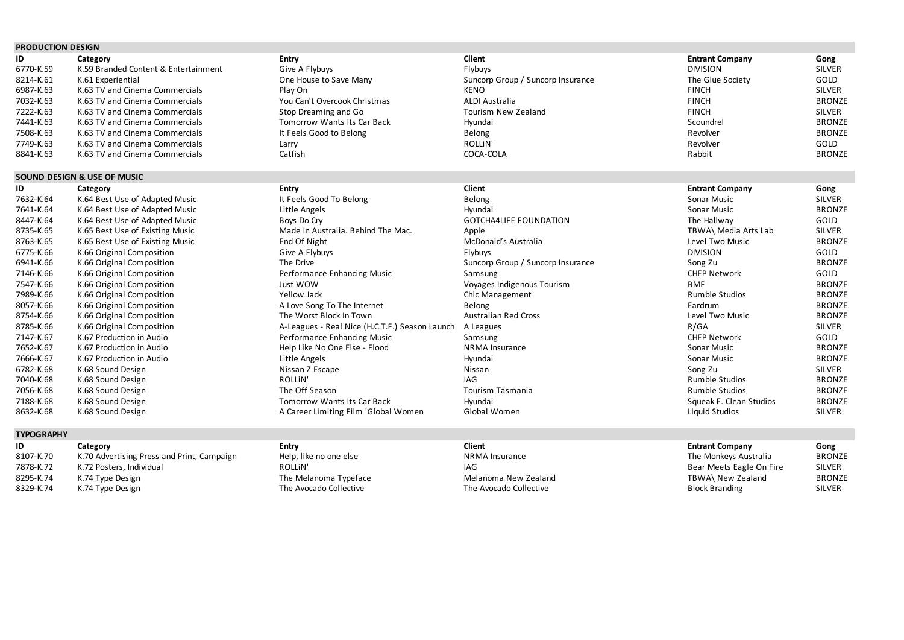## PRODUCTION DESIGN

| ID | Category | Entry | Client | Entrant Company | Gong |
|---|---|---|---|---|---|
| 6770-K.59 | K.59 Branded Content & Entertainment | Give A Flybuys | Flybuys | DIVISION | SILVER |
| 8214-K.61 | K.61 Experiential | One House to Save Many | Suncorp Group / Suncorp Insurance | The Glue Society | GOLD |
| 6987-K.63 | K.63 TV and Cinema Commercials | Play On | KENO | FINCH | SILVER |
| 7032-K.63 | K.63 TV and Cinema Commercials | You Can't Overcook Christmas | ALDI Australia | FINCH | BRONZE |
| 7222-K.63 | K.63 TV and Cinema Commercials | Stop Dreaming and Go | Tourism New Zealand | FINCH | SILVER |
| 7441-K.63 | K.63 TV and Cinema Commercials | Tomorrow Wants Its Car Back | Hyundai | Scoundrel | BRONZE |
| 7508-K.63 | K.63 TV and Cinema Commercials | It Feels Good to Belong | Belong | Revolver | BRONZE |
| 7749-K.63 | K.63 TV and Cinema Commercials | Larry | ROLLiN' | Revolver | GOLD |
| 8841-K.63 | K.63 TV and Cinema Commercials | Catfish | COCA-COLA | Rabbit | BRONZE |

## SOUND DESIGN & USE OF MUSIC

| ID | Category | Entry | Client | Entrant Company | Gong |
|---|---|---|---|---|---|
| 7632-K.64 | K.64 Best Use of Adapted Music | It Feels Good To Belong | Belong | Sonar Music | SILVER |
| 7641-K.64 | K.64 Best Use of Adapted Music | Little Angels | Hyundai | Sonar Music | BRONZE |
| 8447-K.64 | K.64 Best Use of Adapted Music | Boys Do Cry | GOTCHA4LIFE FOUNDATION | The Hallway | GOLD |
| 8735-K.65 | K.65 Best Use of Existing Music | Made In Australia. Behind The Mac. | Apple | TBWA\ Media Arts Lab | SILVER |
| 8763-K.65 | K.65 Best Use of Existing Music | End Of Night | McDonald's Australia | Level Two Music | BRONZE |
| 6775-K.66 | K.66 Original Composition | Give A Flybuys | Flybuys | DIVISION | GOLD |
| 6941-K.66 | K.66 Original Composition | The Drive | Suncorp Group / Suncorp Insurance | Song Zu | BRONZE |
| 7146-K.66 | K.66 Original Composition | Performance Enhancing Music | Samsung | CHEP Network | GOLD |
| 7547-K.66 | K.66 Original Composition | Just WOW | Voyages Indigenous Tourism | BMF | BRONZE |
| 7989-K.66 | K.66 Original Composition | Yellow Jack | Chic Management | Rumble Studios | BRONZE |
| 8057-K.66 | K.66 Original Composition | A Love Song To The Internet | Belong | Eardrum | BRONZE |
| 8754-K.66 | K.66 Original Composition | The Worst Block In Town | Australian Red Cross | Level Two Music | BRONZE |
| 8785-K.66 | K.66 Original Composition | A-Leagues - Real Nice (H.C.T.F.) Season Launch | A Leagues | R/GA | SILVER |
| 7147-K.67 | K.67 Production in Audio | Performance Enhancing Music | Samsung | CHEP Network | GOLD |
| 7652-K.67 | K.67 Production in Audio | Help Like No One Else - Flood | NRMA Insurance | Sonar Music | BRONZE |
| 7666-K.67 | K.67 Production in Audio | Little Angels | Hyundai | Sonar Music | BRONZE |
| 6782-K.68 | K.68 Sound Design | Nissan Z Escape | Nissan | Song Zu | SILVER |
| 7040-K.68 | K.68 Sound Design | ROLLiN' | IAG | Rumble Studios | BRONZE |
| 7056-K.68 | K.68 Sound Design | The Off Season | Tourism Tasmania | Rumble Studios | BRONZE |
| 7188-K.68 | K.68 Sound Design | Tomorrow Wants Its Car Back | Hyundai | Squeak E. Clean Studios | BRONZE |
| 8632-K.68 | K.68 Sound Design | A Career Limiting Film 'Global Women | Global Women | Liquid Studios | SILVER |

## TYPOGRAPHY

| ID | Category | Entry | Client | Entrant Company | Gong |
|---|---|---|---|---|---|
| 8107-K.70 | K.70 Advertising Press and Print, Campaign | Help, like no one else | NRMA Insurance | The Monkeys Australia | BRONZE |
| 7878-K.72 | K.72 Posters, Individual | ROLLiN' | IAG | Bear Meets Eagle On Fire | SILVER |
| 8295-K.74 | K.74 Type Design | The Melanoma Typeface | Melanoma New Zealand | TBWA\ New Zealand | BRONZE |
| 8329-K.74 | K.74 Type Design | The Avocado Collective | The Avocado Collective | Block Branding | SILVER |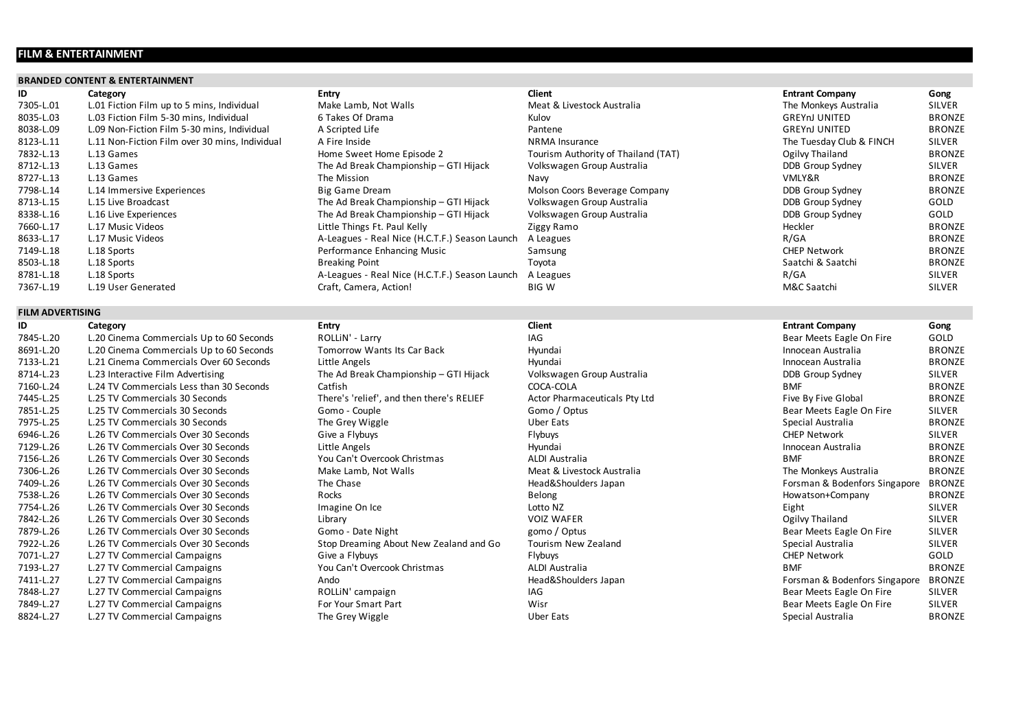# FILM & ENTERTAINMENT

## BRANDED CONTENT & ENTERTAINMENT

| ID | Category | Entry | Client | Entrant Company | Gong |
|---|---|---|---|---|---|
| 7305-L.01 | L.01 Fiction Film up to 5 mins, Individual | Make Lamb, Not Walls | Meat & Livestock Australia | The Monkeys Australia | SILVER |
| 8035-L.03 | L.03 Fiction Film 5-30 mins, Individual | 6 Takes Of Drama | Kulov | GREYnJ UNITED | BRONZE |
| 8038-L.09 | L.09 Non-Fiction Film 5-30 mins, Individual | A Scripted Life | Pantene | GREYnJ UNITED | BRONZE |
| 8123-L.11 | L.11 Non-Fiction Film over 30 mins, Individual | A Fire Inside | NRMA Insurance | The Tuesday Club & FINCH | SILVER |
| 7832-L.13 | L.13 Games | Home Sweet Home Episode 2 | Tourism Authority of Thailand (TAT) | Ogilvy Thailand | BRONZE |
| 8712-L.13 | L.13 Games | The Ad Break Championship – GTI Hijack | Volkswagen Group Australia | DDB Group Sydney | SILVER |
| 8727-L.13 | L.13 Games | The Mission | Navy | VMLY&R | BRONZE |
| 7798-L.14 | L.14 Immersive Experiences | Big Game Dream | Molson Coors Beverage Company | DDB Group Sydney | BRONZE |
| 8713-L.15 | L.15 Live Broadcast | The Ad Break Championship – GTI Hijack | Volkswagen Group Australia | DDB Group Sydney | GOLD |
| 8338-L.16 | L.16 Live Experiences | The Ad Break Championship – GTI Hijack | Volkswagen Group Australia | DDB Group Sydney | GOLD |
| 7660-L.17 | L.17 Music Videos | Little Things Ft. Paul Kelly | Ziggy Ramo | Heckler | BRONZE |
| 8633-L.17 | L.17 Music Videos | A-Leagues - Real Nice (H.C.T.F.) Season Launch | A Leagues | R/GA | BRONZE |
| 7149-L.18 | L.18 Sports | Performance Enhancing Music | Samsung | CHEP Network | BRONZE |
| 8503-L.18 | L.18 Sports | Breaking Point | Toyota | Saatchi & Saatchi | BRONZE |
| 8781-L.18 | L.18 Sports | A-Leagues - Real Nice (H.C.T.F.) Season Launch | A Leagues | R/GA | SILVER |
| 7367-L.19 | L.19 User Generated | Craft, Camera, Action! | BIG W | M&C Saatchi | SILVER |

## FILM ADVERTISING

| ID | Category | Entry | Client | Entrant Company | Gong |
|---|---|---|---|---|---|
| 7845-L.20 | L.20 Cinema Commercials Up to 60 Seconds | ROLLiN' - Larry | IAG | Bear Meets Eagle On Fire | GOLD |
| 8691-L.20 | L.20 Cinema Commercials Up to 60 Seconds | Tomorrow Wants Its Car Back | Hyundai | Innocean Australia | BRONZE |
| 7133-L.21 | L.21 Cinema Commercials Over 60 Seconds | Little Angels | Hyundai | Innocean Australia | BRONZE |
| 8714-L.23 | L.23 Interactive Film Advertising | The Ad Break Championship – GTI Hijack | Volkswagen Group Australia | DDB Group Sydney | SILVER |
| 7160-L.24 | L.24 TV Commercials Less than 30 Seconds | Catfish | COCA-COLA | BMF | BRONZE |
| 7445-L.25 | L.25 TV Commercials 30 Seconds | There's 'relief', and then there's RELIEF | Actor Pharmaceuticals Pty Ltd | Five By Five Global | BRONZE |
| 7851-L.25 | L.25 TV Commercials 30 Seconds | Gomo - Couple | Gomo / Optus | Bear Meets Eagle On Fire | SILVER |
| 7975-L.25 | L.25 TV Commercials 30 Seconds | The Grey Wiggle | Uber Eats | Special Australia | BRONZE |
| 6946-L.26 | L.26 TV Commercials Over 30 Seconds | Give a Flybuys | Flybuys | CHEP Network | SILVER |
| 7129-L.26 | L.26 TV Commercials Over 30 Seconds | Little Angels | Hyundai | Innocean Australia | BRONZE |
| 7156-L.26 | L.26 TV Commercials Over 30 Seconds | You Can't Overcook Christmas | ALDI Australia | BMF | BRONZE |
| 7306-L.26 | L.26 TV Commercials Over 30 Seconds | Make Lamb, Not Walls | Meat & Livestock Australia | The Monkeys Australia | BRONZE |
| 7409-L.26 | L.26 TV Commercials Over 30 Seconds | The Chase | Head&Shoulders Japan | Forsman & Bodenfors Singapore | BRONZE |
| 7538-L.26 | L.26 TV Commercials Over 30 Seconds | Rocks | Belong | Howatson+Company | BRONZE |
| 7754-L.26 | L.26 TV Commercials Over 30 Seconds | Imagine On Ice | Lotto NZ | Eight | SILVER |
| 7842-L.26 | L.26 TV Commercials Over 30 Seconds | Library | VOIZ WAFER | Ogilvy Thailand | SILVER |
| 7879-L.26 | L.26 TV Commercials Over 30 Seconds | Gomo - Date Night | gomo / Optus | Bear Meets Eagle On Fire | SILVER |
| 7922-L.26 | L.26 TV Commercials Over 30 Seconds | Stop Dreaming About New Zealand and Go | Tourism New Zealand | Special Australia | SILVER |
| 7071-L.27 | L.27 TV Commercial Campaigns | Give a Flybuys | Flybuys | CHEP Network | GOLD |
| 7193-L.27 | L.27 TV Commercial Campaigns | You Can't Overcook Christmas | ALDI Australia | BMF | BRONZE |
| 7411-L.27 | L.27 TV Commercial Campaigns | Ando | Head&Shoulders Japan | Forsman & Bodenfors Singapore | BRONZE |
| 7848-L.27 | L.27 TV Commercial Campaigns | ROLLiN' campaign | IAG | Bear Meets Eagle On Fire | SILVER |
| 7849-L.27 | L.27 TV Commercial Campaigns | For Your Smart Part | Wisr | Bear Meets Eagle On Fire | SILVER |
| 8824-L.27 | L.27 TV Commercial Campaigns | The Grey Wiggle | Uber Eats | Special Australia | BRONZE |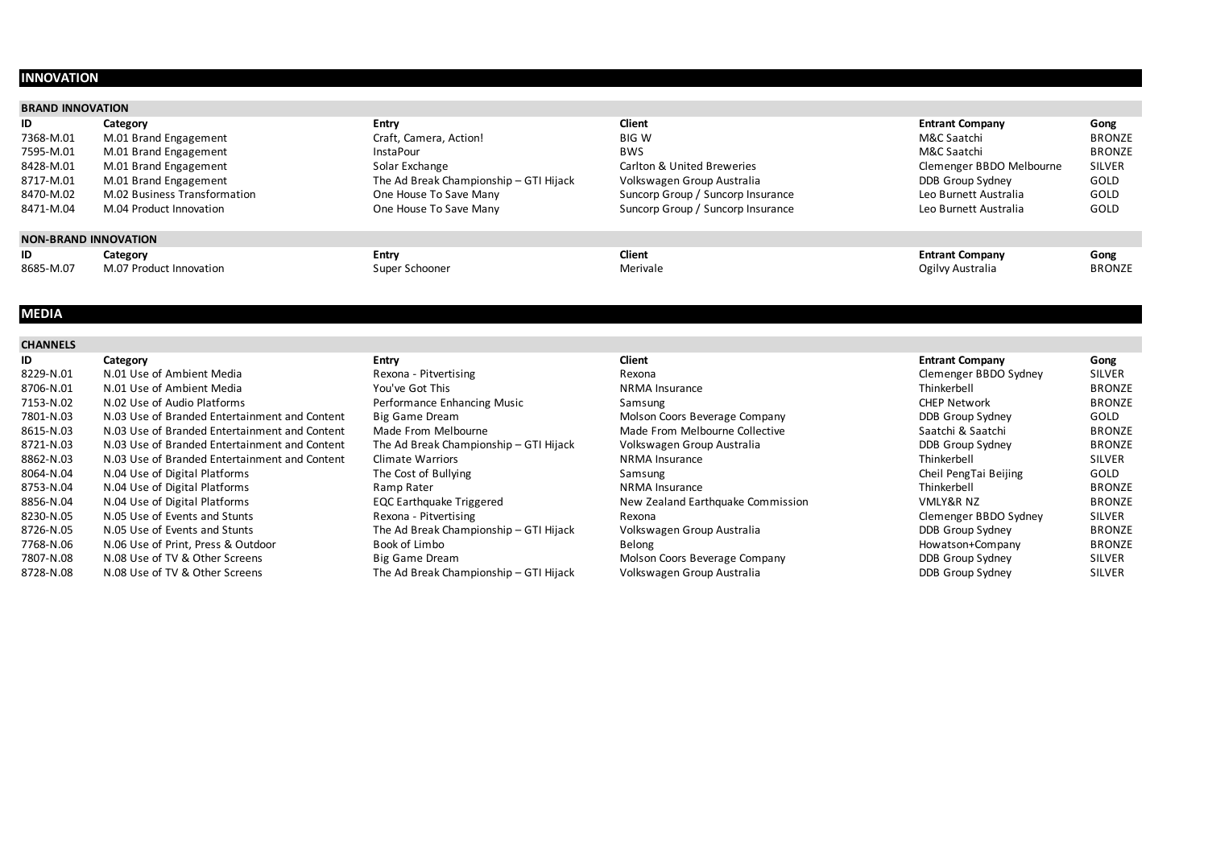## INNOVATION

### BRAND INNOVATION

| ID | Category | Entry | Client | Entrant Company | Gong |
|---|---|---|---|---|---|
| 7368-M.01 | M.01 Brand Engagement | Craft, Camera, Action! | BIG W | M&C Saatchi | BRONZE |
| 7595-M.01 | M.01 Brand Engagement | InstaPour | BWS | M&C Saatchi | BRONZE |
| 8428-M.01 | M.01 Brand Engagement | Solar Exchange | Carlton & United Breweries | Clemenger BBDO Melbourne | SILVER |
| 8717-M.01 | M.01 Brand Engagement | The Ad Break Championship – GTI Hijack | Volkswagen Group Australia | DDB Group Sydney | GOLD |
| 8470-M.02 | M.02 Business Transformation | One House To Save Many | Suncorp Group / Suncorp Insurance | Leo Burnett Australia | GOLD |
| 8471-M.04 | M.04 Product Innovation | One House To Save Many | Suncorp Group / Suncorp Insurance | Leo Burnett Australia | GOLD |

### NON-BRAND INNOVATION

| ID | Category | Entry | Client | Entrant Company | Gong |
|---|---|---|---|---|---|
| 8685-M.07 | M.07 Product Innovation | Super Schooner | Merivale | Ogilvy Australia | BRONZE |

## MEDIA

### CHANNELS

| ID | Category | Entry | Client | Entrant Company | Gong |
|---|---|---|---|---|---|
| 8229-N.01 | N.01 Use of Ambient Media | Rexona - Pitvertising | Rexona | Clemenger BBDO Sydney | SILVER |
| 8706-N.01 | N.01 Use of Ambient Media | You've Got This | NRMA Insurance | Thinkerbell | BRONZE |
| 7153-N.02 | N.02 Use of Audio Platforms | Performance Enhancing Music | Samsung | CHEP Network | BRONZE |
| 7801-N.03 | N.03 Use of Branded Entertainment and Content | Big Game Dream | Molson Coors Beverage Company | DDB Group Sydney | GOLD |
| 8615-N.03 | N.03 Use of Branded Entertainment and Content | Made From Melbourne | Made From Melbourne Collective | Saatchi & Saatchi | BRONZE |
| 8721-N.03 | N.03 Use of Branded Entertainment and Content | The Ad Break Championship – GTI Hijack | Volkswagen Group Australia | DDB Group Sydney | BRONZE |
| 8862-N.03 | N.03 Use of Branded Entertainment and Content | Climate Warriors | NRMA Insurance | Thinkerbell | SILVER |
| 8064-N.04 | N.04 Use of Digital Platforms | The Cost of Bullying | Samsung | Cheil PengTai Beijing | GOLD |
| 8753-N.04 | N.04 Use of Digital Platforms | Ramp Rater | NRMA Insurance | Thinkerbell | BRONZE |
| 8856-N.04 | N.04 Use of Digital Platforms | EQC Earthquake Triggered | New Zealand Earthquake Commission | VMLY&R NZ | BRONZE |
| 8230-N.05 | N.05 Use of Events and Stunts | Rexona - Pitvertising | Rexona | Clemenger BBDO Sydney | SILVER |
| 8726-N.05 | N.05 Use of Events and Stunts | The Ad Break Championship – GTI Hijack | Volkswagen Group Australia | DDB Group Sydney | BRONZE |
| 7768-N.06 | N.06 Use of Print, Press & Outdoor | Book of Limbo | Belong | Howatson+Company | BRONZE |
| 7807-N.08 | N.08 Use of TV & Other Screens | Big Game Dream | Molson Coors Beverage Company | DDB Group Sydney | SILVER |
| 8728-N.08 | N.08 Use of TV & Other Screens | The Ad Break Championship – GTI Hijack | Volkswagen Group Australia | DDB Group Sydney | SILVER |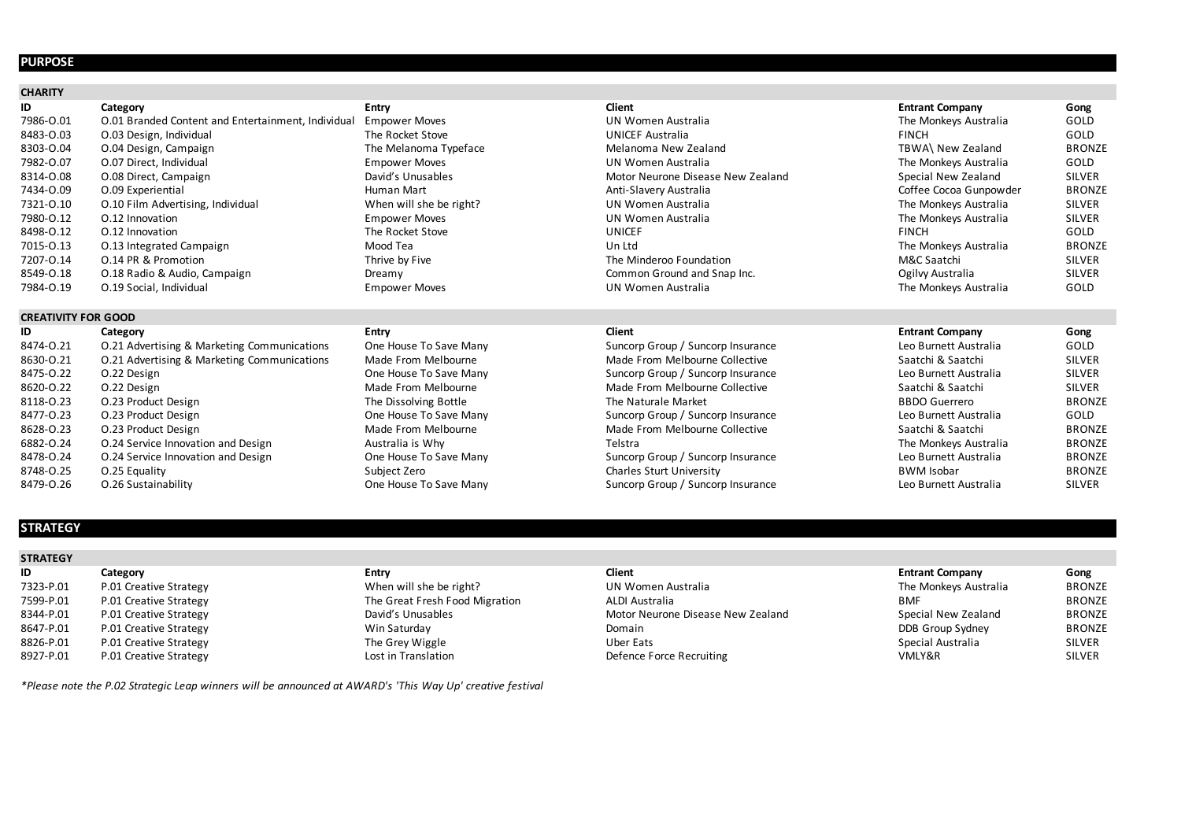# PURPOSE

## CHARITY

| ID | Category | Entry | Client | Entrant Company | Gong |
|---|---|---|---|---|---|
| 7986-O.01 | O.01 Branded Content and Entertainment, Individual | Empower Moves | UN Women Australia | The Monkeys Australia | GOLD |
| 8483-O.03 | O.03 Design, Individual | The Rocket Stove | UNICEF Australia | FINCH | GOLD |
| 8303-O.04 | O.04 Design, Campaign | The Melanoma Typeface | Melanoma New Zealand | TBWA\ New Zealand | BRONZE |
| 7982-O.07 | O.07 Direct, Individual | Empower Moves | UN Women Australia | The Monkeys Australia | GOLD |
| 8314-O.08 | O.08 Direct, Campaign | David's Unusables | Motor Neurone Disease New Zealand | Special New Zealand | SILVER |
| 7434-O.09 | O.09 Experiential | Human Mart | Anti-Slavery Australia | Coffee Cocoa Gunpowder | BRONZE |
| 7321-O.10 | O.10 Film Advertising, Individual | When will she be right? | UN Women Australia | The Monkeys Australia | SILVER |
| 7980-O.12 | O.12 Innovation | Empower Moves | UN Women Australia | The Monkeys Australia | SILVER |
| 8498-O.12 | O.12 Innovation | The Rocket Stove | UNICEF | FINCH | GOLD |
| 7015-O.13 | O.13 Integrated Campaign | Mood Tea | Un Ltd | The Monkeys Australia | BRONZE |
| 7207-O.14 | O.14 PR & Promotion | Thrive by Five | The Minderoo Foundation | M&C Saatchi | SILVER |
| 8549-O.18 | O.18 Radio & Audio, Campaign | Dreamy | Common Ground and Snap Inc. | Ogilvy Australia | SILVER |
| 7984-O.19 | O.19 Social, Individual | Empower Moves | UN Women Australia | The Monkeys Australia | GOLD |

## CREATIVITY FOR GOOD

| ID | Category | Entry | Client | Entrant Company | Gong |
|---|---|---|---|---|---|
| 8474-O.21 | O.21 Advertising & Marketing Communications | One House To Save Many | Suncorp Group / Suncorp Insurance | Leo Burnett Australia | GOLD |
| 8630-O.21 | O.21 Advertising & Marketing Communications | Made From Melbourne | Made From Melbourne Collective | Saatchi & Saatchi | SILVER |
| 8475-O.22 | O.22 Design | One House To Save Many | Suncorp Group / Suncorp Insurance | Leo Burnett Australia | SILVER |
| 8620-O.22 | O.22 Design | Made From Melbourne | Made From Melbourne Collective | Saatchi & Saatchi | SILVER |
| 8118-O.23 | O.23 Product Design | The Dissolving Bottle | The Naturale Market | BBDO Guerrero | BRONZE |
| 8477-O.23 | O.23 Product Design | One House To Save Many | Suncorp Group / Suncorp Insurance | Leo Burnett Australia | GOLD |
| 8628-O.23 | O.23 Product Design | Made From Melbourne | Made From Melbourne Collective | Saatchi & Saatchi | BRONZE |
| 6882-O.24 | O.24 Service Innovation and Design | Australia is Why | Telstra | The Monkeys Australia | BRONZE |
| 8478-O.24 | O.24 Service Innovation and Design | One House To Save Many | Suncorp Group / Suncorp Insurance | Leo Burnett Australia | BRONZE |
| 8748-O.25 | O.25 Equality | Subject Zero | Charles Sturt University | BWM Isobar | BRONZE |
| 8479-O.26 | O.26 Sustainability | One House To Save Many | Suncorp Group / Suncorp Insurance | Leo Burnett Australia | SILVER |

# STRATEGY

## STRATEGY

| ID | Category | Entry | Client | Entrant Company | Gong |
|---|---|---|---|---|---|
| 7323-P.01 | P.01 Creative Strategy | When will she be right? | UN Women Australia | The Monkeys Australia | BRONZE |
| 7599-P.01 | P.01 Creative Strategy | The Great Fresh Food Migration | ALDI Australia | BMF | BRONZE |
| 8344-P.01 | P.01 Creative Strategy | David's Unusables | Motor Neurone Disease New Zealand | Special New Zealand | BRONZE |
| 8647-P.01 | P.01 Creative Strategy | Win Saturday | Domain | DDB Group Sydney | BRONZE |
| 8826-P.01 | P.01 Creative Strategy | The Grey Wiggle | Uber Eats | Special Australia | SILVER |
| 8927-P.01 | P.01 Creative Strategy | Lost in Translation | Defence Force Recruiting | VMLY&R | SILVER |

*\*Please note the P.02 Strategic Leap winners will be announced at AWARD's 'This Way Up' creative festival*